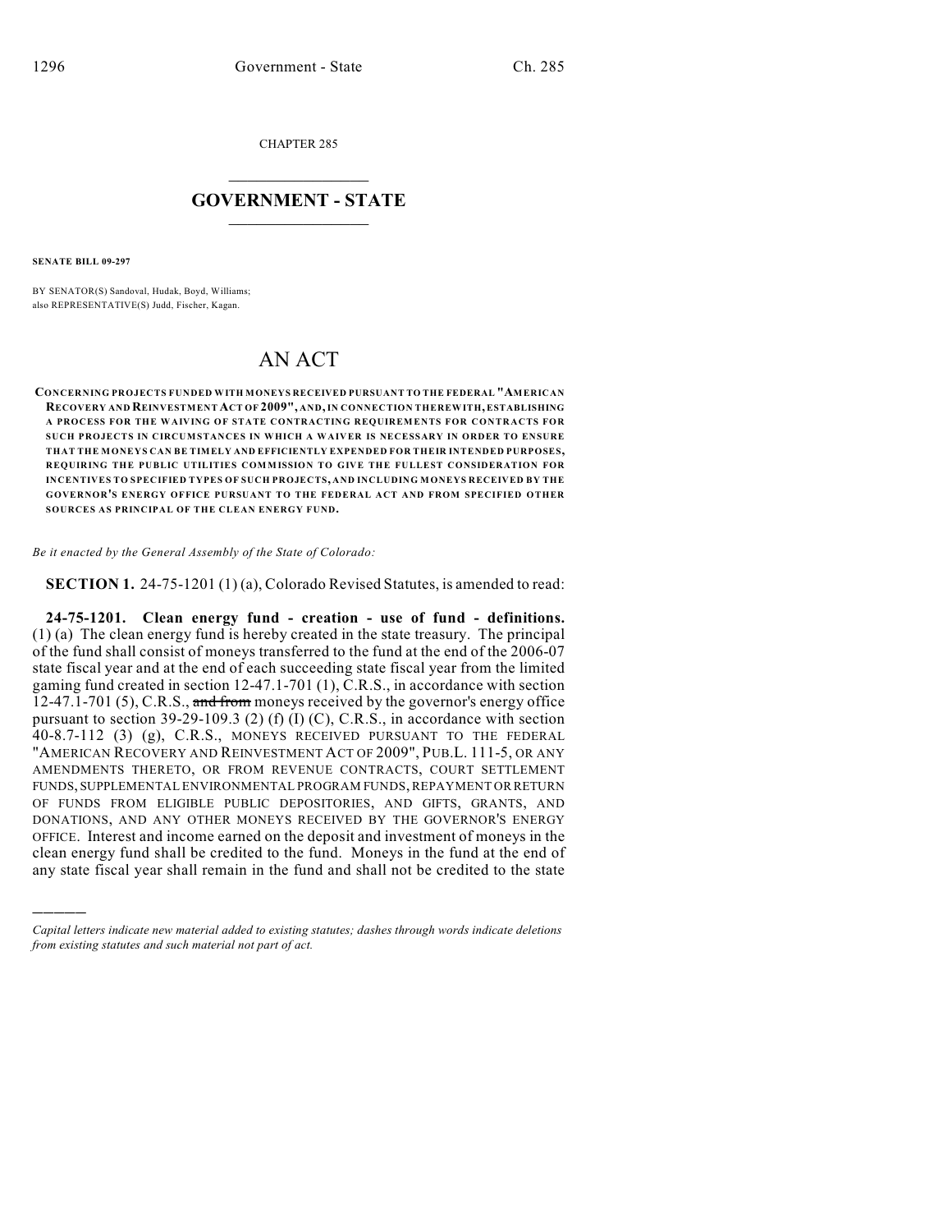CHAPTER 285

# GOVERNMENT - STATE

**SENATE BILL 09-297**

BY SENATOR(S) Sandoval, Hudak, Boyd, Williams;
also REPRESENTATIVE(S) Judd, Fischer, Kagan.

# AN ACT

**CONCERNING PROJECTS FUNDED WITH MONEYS RECEIVED PURSUANT TO THE FEDERAL "AMERICAN RECOVERY AND REINVESTMENT ACT OF 2009", AND, IN CONNECTION THEREWITH, ESTABLISHING A PROCESS FOR THE WAIVING OF STATE CONTRACTING REQUIREMENTS FOR CONTRACTS FOR SUCH PROJECTS IN CIRCUMSTANCES IN WHICH A WAIVER IS NECESSARY IN ORDER TO ENSURE THAT THE MONEYS CAN BE TIMELY AND EFFICIENTLY EXPENDED FOR THEIR INTENDED PURPOSES, REQUIRING THE PUBLIC UTILITIES COMMISSION TO GIVE THE FULLEST CONSIDERATION FOR INCENTIVES TO SPECIFIED TYPES OF SUCH PROJECTS, AND INCLUDING MONEYS RECEIVED BY THE GOVERNOR'S ENERGY OFFICE PURSUANT TO THE FEDERAL ACT AND FROM SPECIFIED OTHER SOURCES AS PRINCIPAL OF THE CLEAN ENERGY FUND.**

*Be it enacted by the General Assembly of the State of Colorado:*

**SECTION 1.** 24-75-1201 (1) (a), Colorado Revised Statutes, is amended to read:

**24-75-1201. Clean energy fund - creation - use of fund - definitions.** (1) (a) The clean energy fund is hereby created in the state treasury. The principal of the fund shall consist of moneys transferred to the fund at the end of the 2006-07 state fiscal year and at the end of each succeeding state fiscal year from the limited gaming fund created in section 12-47.1-701 (1), C.R.S., in accordance with section 12-47.1-701 (5), C.R.S., ~~and from~~ moneys received by the governor's energy office pursuant to section 39-29-109.3 (2) (f) (I) (C), C.R.S., in accordance with section 40-8.7-112 (3) (g), C.R.S., MONEYS RECEIVED PURSUANT TO THE FEDERAL "AMERICAN RECOVERY AND REINVESTMENT ACT OF 2009", PUB.L. 111-5, OR ANY AMENDMENTS THERETO, OR FROM REVENUE CONTRACTS, COURT SETTLEMENT FUNDS, SUPPLEMENTAL ENVIRONMENTAL PROGRAM FUNDS, REPAYMENT OR RETURN OF FUNDS FROM ELIGIBLE PUBLIC DEPOSITORIES, AND GIFTS, GRANTS, AND DONATIONS, AND ANY OTHER MONEYS RECEIVED BY THE GOVERNOR'S ENERGY OFFICE. Interest and income earned on the deposit and investment of moneys in the clean energy fund shall be credited to the fund. Moneys in the fund at the end of any state fiscal year shall remain in the fund and shall not be credited to the state

---

*Capital letters indicate new material added to existing statutes; dashes through words indicate deletions from existing statutes and such material not part of act.*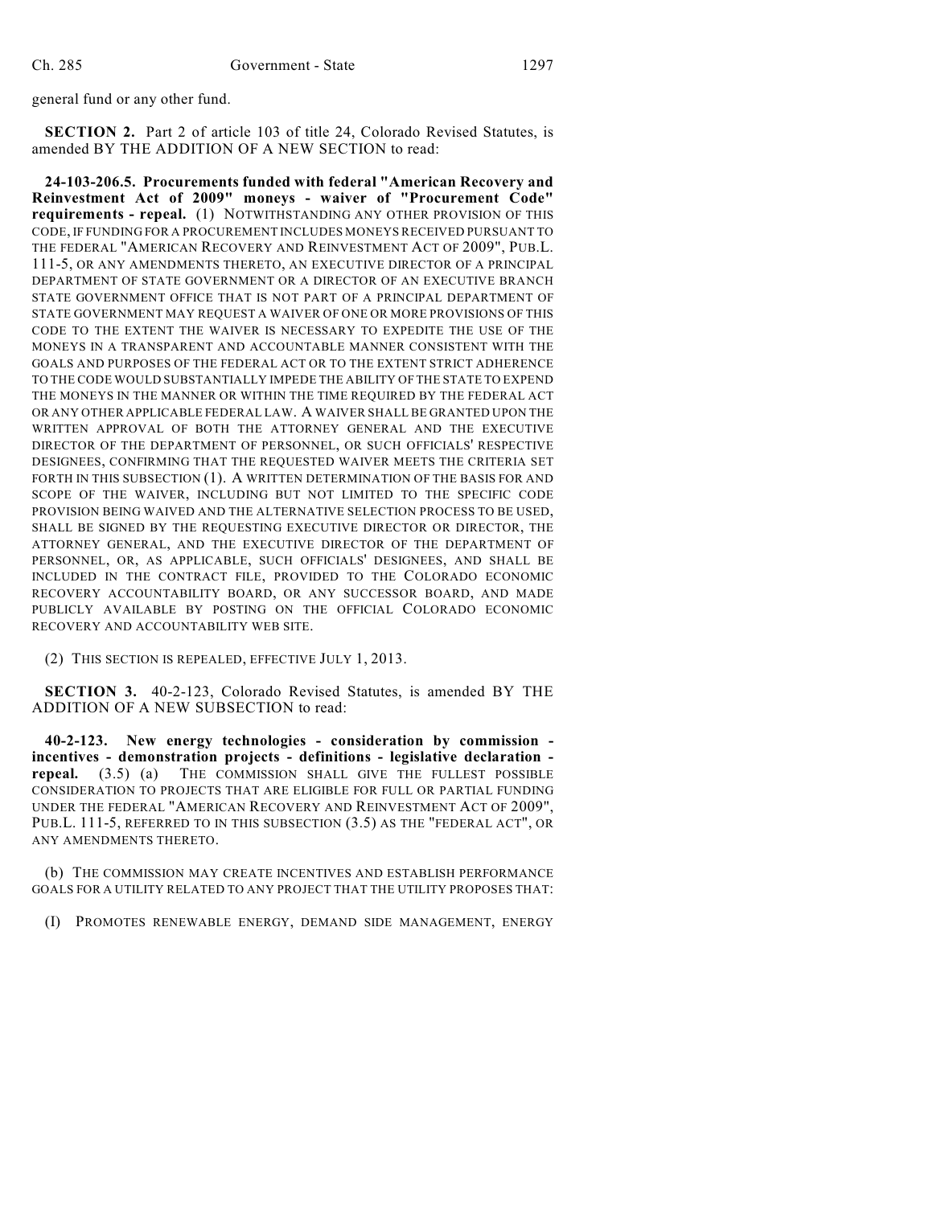general fund or any other fund.

**SECTION 2.** Part 2 of article 103 of title 24, Colorado Revised Statutes, is amended BY THE ADDITION OF A NEW SECTION to read:

**24-103-206.5. Procurements funded with federal "American Recovery and Reinvestment Act of 2009" moneys - waiver of "Procurement Code" requirements - repeal.** (1) NOTWITHSTANDING ANY OTHER PROVISION OF THIS CODE, IF FUNDING FOR A PROCUREMENT INCLUDES MONEYS RECEIVED PURSUANT TO THE FEDERAL "AMERICAN RECOVERY AND REINVESTMENT ACT OF 2009", PUB.L. 111-5, OR ANY AMENDMENTS THERETO, AN EXECUTIVE DIRECTOR OF A PRINCIPAL DEPARTMENT OF STATE GOVERNMENT OR A DIRECTOR OF AN EXECUTIVE BRANCH STATE GOVERNMENT OFFICE THAT IS NOT PART OF A PRINCIPAL DEPARTMENT OF STATE GOVERNMENT MAY REQUEST A WAIVER OF ONE OR MORE PROVISIONS OF THIS CODE TO THE EXTENT THE WAIVER IS NECESSARY TO EXPEDITE THE USE OF THE MONEYS IN A TRANSPARENT AND ACCOUNTABLE MANNER CONSISTENT WITH THE GOALS AND PURPOSES OF THE FEDERAL ACT OR TO THE EXTENT STRICT ADHERENCE TO THE CODE WOULD SUBSTANTIALLY IMPEDE THE ABILITY OF THE STATE TO EXPEND THE MONEYS IN THE MANNER OR WITHIN THE TIME REQUIRED BY THE FEDERAL ACT OR ANY OTHER APPLICABLE FEDERAL LAW. A WAIVER SHALL BE GRANTED UPON THE WRITTEN APPROVAL OF BOTH THE ATTORNEY GENERAL AND THE EXECUTIVE DIRECTOR OF THE DEPARTMENT OF PERSONNEL, OR SUCH OFFICIALS' RESPECTIVE DESIGNEES, CONFIRMING THAT THE REQUESTED WAIVER MEETS THE CRITERIA SET FORTH IN THIS SUBSECTION (1). A WRITTEN DETERMINATION OF THE BASIS FOR AND SCOPE OF THE WAIVER, INCLUDING BUT NOT LIMITED TO THE SPECIFIC CODE PROVISION BEING WAIVED AND THE ALTERNATIVE SELECTION PROCESS TO BE USED, SHALL BE SIGNED BY THE REQUESTING EXECUTIVE DIRECTOR OR DIRECTOR, THE ATTORNEY GENERAL, AND THE EXECUTIVE DIRECTOR OF THE DEPARTMENT OF PERSONNEL, OR, AS APPLICABLE, SUCH OFFICIALS' DESIGNEES, AND SHALL BE INCLUDED IN THE CONTRACT FILE, PROVIDED TO THE COLORADO ECONOMIC RECOVERY ACCOUNTABILITY BOARD, OR ANY SUCCESSOR BOARD, AND MADE PUBLICLY AVAILABLE BY POSTING ON THE OFFICIAL COLORADO ECONOMIC RECOVERY AND ACCOUNTABILITY WEB SITE.

(2) THIS SECTION IS REPEALED, EFFECTIVE JULY 1, 2013.

**SECTION 3.** 40-2-123, Colorado Revised Statutes, is amended BY THE ADDITION OF A NEW SUBSECTION to read:

**40-2-123. New energy technologies - consideration by commission - incentives - demonstration projects - definitions - legislative declaration - repeal.** (3.5) (a) THE COMMISSION SHALL GIVE THE FULLEST POSSIBLE CONSIDERATION TO PROJECTS THAT ARE ELIGIBLE FOR FULL OR PARTIAL FUNDING UNDER THE FEDERAL "AMERICAN RECOVERY AND REINVESTMENT ACT OF 2009", PUB.L. 111-5, REFERRED TO IN THIS SUBSECTION (3.5) AS THE "FEDERAL ACT", OR ANY AMENDMENTS THERETO.

(b) THE COMMISSION MAY CREATE INCENTIVES AND ESTABLISH PERFORMANCE GOALS FOR A UTILITY RELATED TO ANY PROJECT THAT THE UTILITY PROPOSES THAT:

(I) PROMOTES RENEWABLE ENERGY, DEMAND SIDE MANAGEMENT, ENERGY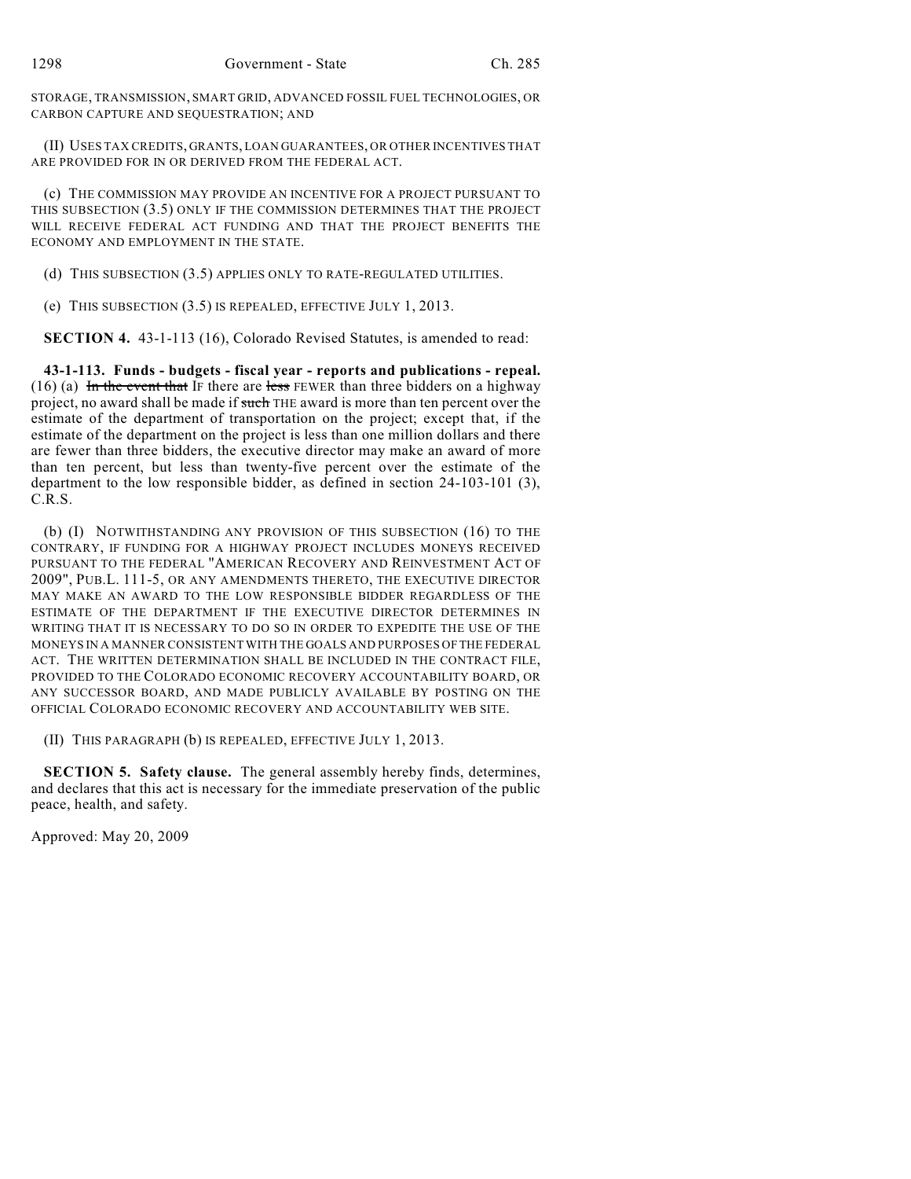STORAGE, TRANSMISSION, SMART GRID, ADVANCED FOSSIL FUEL TECHNOLOGIES, OR CARBON CAPTURE AND SEQUESTRATION; AND

(II) USES TAX CREDITS, GRANTS, LOAN GUARANTEES, OR OTHER INCENTIVES THAT ARE PROVIDED FOR IN OR DERIVED FROM THE FEDERAL ACT.

(c) THE COMMISSION MAY PROVIDE AN INCENTIVE FOR A PROJECT PURSUANT TO THIS SUBSECTION (3.5) ONLY IF THE COMMISSION DETERMINES THAT THE PROJECT WILL RECEIVE FEDERAL ACT FUNDING AND THAT THE PROJECT BENEFITS THE ECONOMY AND EMPLOYMENT IN THE STATE.

(d) THIS SUBSECTION (3.5) APPLIES ONLY TO RATE-REGULATED UTILITIES.

(e) THIS SUBSECTION (3.5) IS REPEALED, EFFECTIVE JULY 1, 2013.

**SECTION 4.** 43-1-113 (16), Colorado Revised Statutes, is amended to read:

**43-1-113. Funds - budgets - fiscal year - reports and publications - repeal.** (16) (a) ~~In the event that~~ IF there are ~~less~~ FEWER than three bidders on a highway project, no award shall be made if ~~such~~ THE award is more than ten percent over the estimate of the department of transportation on the project; except that, if the estimate of the department on the project is less than one million dollars and there are fewer than three bidders, the executive director may make an award of more than ten percent, but less than twenty-five percent over the estimate of the department to the low responsible bidder, as defined in section 24-103-101 (3), C.R.S.

(b) (I) NOTWITHSTANDING ANY PROVISION OF THIS SUBSECTION (16) TO THE CONTRARY, IF FUNDING FOR A HIGHWAY PROJECT INCLUDES MONEYS RECEIVED PURSUANT TO THE FEDERAL "AMERICAN RECOVERY AND REINVESTMENT ACT OF 2009", PUB.L. 111-5, OR ANY AMENDMENTS THERETO, THE EXECUTIVE DIRECTOR MAY MAKE AN AWARD TO THE LOW RESPONSIBLE BIDDER REGARDLESS OF THE ESTIMATE OF THE DEPARTMENT IF THE EXECUTIVE DIRECTOR DETERMINES IN WRITING THAT IT IS NECESSARY TO DO SO IN ORDER TO EXPEDITE THE USE OF THE MONEYS IN A MANNER CONSISTENT WITH THE GOALS AND PURPOSES OF THE FEDERAL ACT. THE WRITTEN DETERMINATION SHALL BE INCLUDED IN THE CONTRACT FILE, PROVIDED TO THE COLORADO ECONOMIC RECOVERY ACCOUNTABILITY BOARD, OR ANY SUCCESSOR BOARD, AND MADE PUBLICLY AVAILABLE BY POSTING ON THE OFFICIAL COLORADO ECONOMIC RECOVERY AND ACCOUNTABILITY WEB SITE.

(II) THIS PARAGRAPH (b) IS REPEALED, EFFECTIVE JULY 1, 2013.

**SECTION 5. Safety clause.** The general assembly hereby finds, determines, and declares that this act is necessary for the immediate preservation of the public peace, health, and safety.

Approved: May 20, 2009